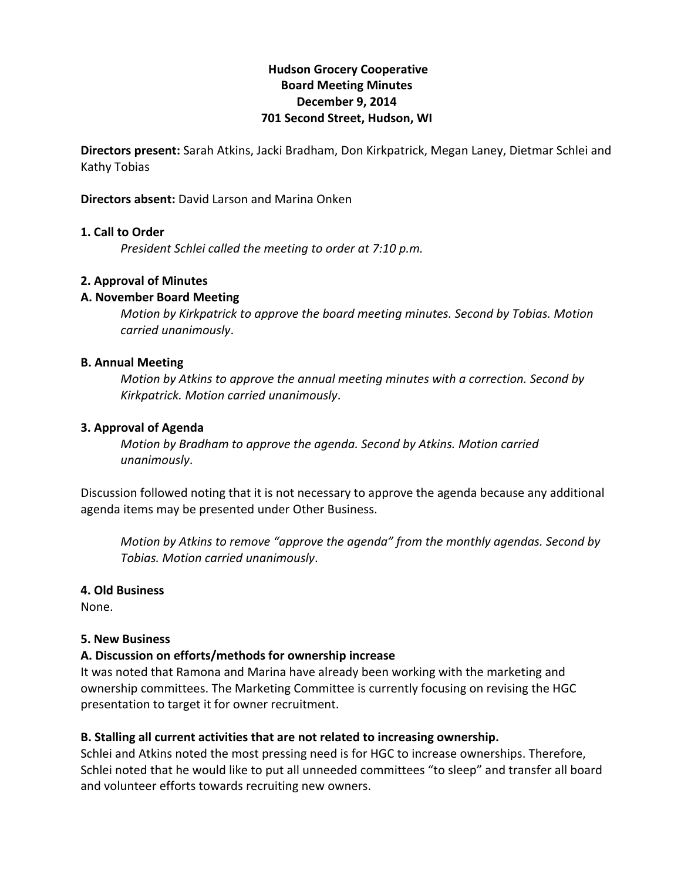# Hudson Grocery Cooperative
## Board Meeting Minutes
## December 9, 2014
## 701 Second Street, Hudson, WI

**Directors present:** Sarah Atkins, Jacki Bradham, Don Kirkpatrick, Megan Laney, Dietmar Schlei and Kathy Tobias

**Directors absent:** David Larson and Marina Onken

### 1. Call to Order

*President Schlei called the meeting to order at 7:10 p.m.*

### 2. Approval of Minutes

### A. November Board Meeting

*Motion by Kirkpatrick to approve the board meeting minutes. Second by Tobias. Motion carried unanimously*.

### B. Annual Meeting

*Motion by Atkins to approve the annual meeting minutes with a correction. Second by Kirkpatrick. Motion carried unanimously*.

### 3. Approval of Agenda

*Motion by Bradham to approve the agenda. Second by Atkins. Motion carried unanimously*.

Discussion followed noting that it is not necessary to approve the agenda because any additional agenda items may be presented under Other Business.

*Motion by Atkins to remove "approve the agenda" from the monthly agendas. Second by Tobias. Motion carried unanimously*.

### 4. Old Business

None.

### 5. New Business

### A. Discussion on efforts/methods for ownership increase

It was noted that Ramona and Marina have already been working with the marketing and ownership committees. The Marketing Committee is currently focusing on revising the HGC presentation to target it for owner recruitment.

### B. Stalling all current activities that are not related to increasing ownership.

Schlei and Atkins noted the most pressing need is for HGC to increase ownerships. Therefore, Schlei noted that he would like to put all unneeded committees "to sleep" and transfer all board and volunteer efforts towards recruiting new owners.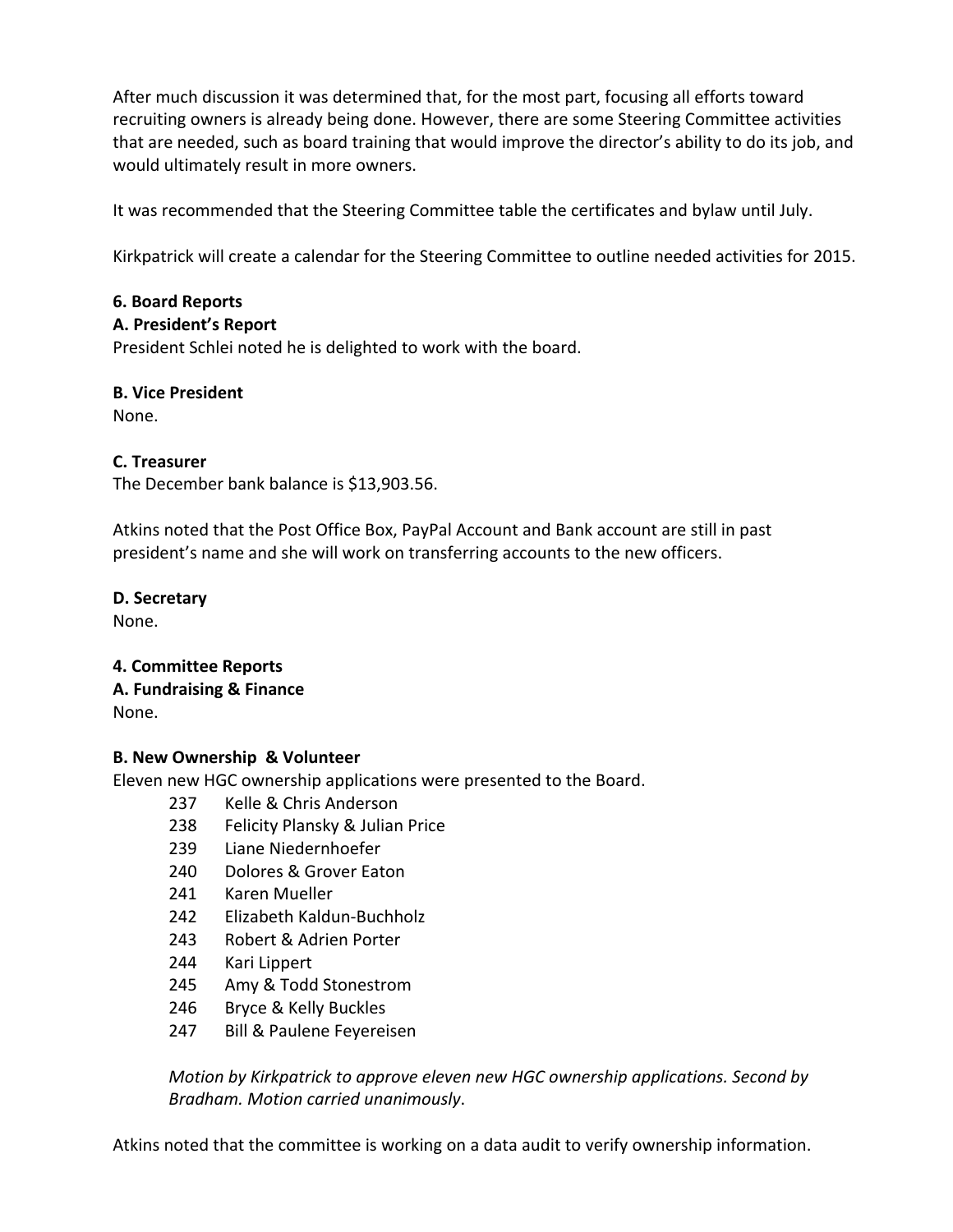After much discussion it was determined that, for the most part, focusing all efforts toward recruiting owners is already being done. However, there are some Steering Committee activities that are needed, such as board training that would improve the director's ability to do its job, and would ultimately result in more owners.

It was recommended that the Steering Committee table the certificates and bylaw until July.

Kirkpatrick will create a calendar for the Steering Committee to outline needed activities for 2015.

**6. Board Reports**

**A. President's Report**

President Schlei noted he is delighted to work with the board.

**B. Vice President**

None.

**C. Treasurer**

The December bank balance is $13,903.56.

Atkins noted that the Post Office Box, PayPal Account and Bank account are still in past president's name and she will work on transferring accounts to the new officers.

**D. Secretary**

None.

**4. Committee Reports**

**A. Fundraising & Finance**

None.

**B. New Ownership & Volunteer**

Eleven new HGC ownership applications were presented to the Board.

- 237 Kelle & Chris Anderson
- 238 Felicity Plansky & Julian Price
- 239 Liane Niedernhoefer
- 240 Dolores & Grover Eaton
- 241 Karen Mueller
- 242 Elizabeth Kaldun-Buchholz
- 243 Robert & Adrien Porter
- 244 Kari Lippert
- 245 Amy & Todd Stonestrom
- 246 Bryce & Kelly Buckles
- 247 Bill & Paulene Feyereisen

*Motion by Kirkpatrick to approve eleven new HGC ownership applications. Second by Bradham. Motion carried unanimously*.

Atkins noted that the committee is working on a data audit to verify ownership information.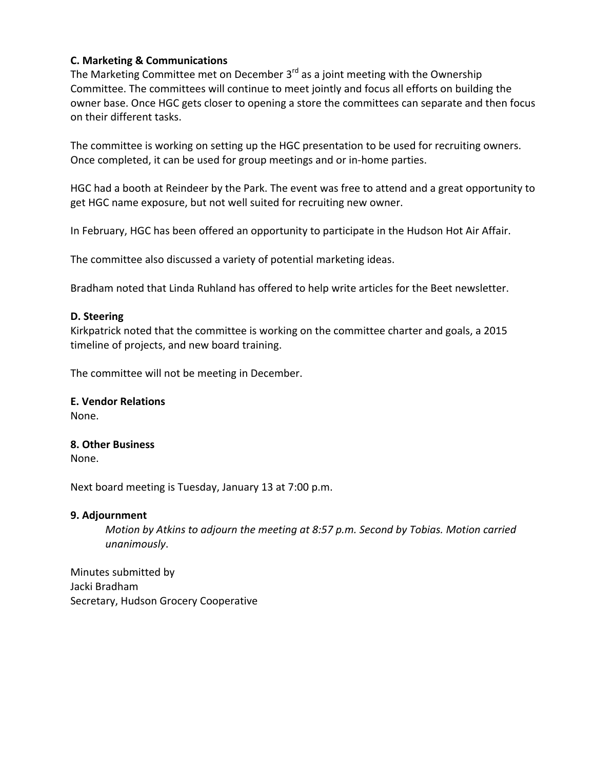**C. Marketing & Communications**

The Marketing Committee met on December 3rd as a joint meeting with the Ownership Committee. The committees will continue to meet jointly and focus all efforts on building the owner base. Once HGC gets closer to opening a store the committees can separate and then focus on their different tasks.

The committee is working on setting up the HGC presentation to be used for recruiting owners. Once completed, it can be used for group meetings and or in-home parties.

HGC had a booth at Reindeer by the Park. The event was free to attend and a great opportunity to get HGC name exposure, but not well suited for recruiting new owner.

In February, HGC has been offered an opportunity to participate in the Hudson Hot Air Affair.

The committee also discussed a variety of potential marketing ideas.

Bradham noted that Linda Ruhland has offered to help write articles for the Beet newsletter.

**D. Steering**

Kirkpatrick noted that the committee is working on the committee charter and goals, a 2015 timeline of projects, and new board training.

The committee will not be meeting in December.

**E. Vendor Relations**

None.

**8. Other Business**

None.

Next board meeting is Tuesday, January 13 at 7:00 p.m.

**9. Adjournment**

> *Motion by Atkins to adjourn the meeting at 8:57 p.m. Second by Tobias. Motion carried unanimously*.

Minutes submitted by
Jacki Bradham
Secretary, Hudson Grocery Cooperative